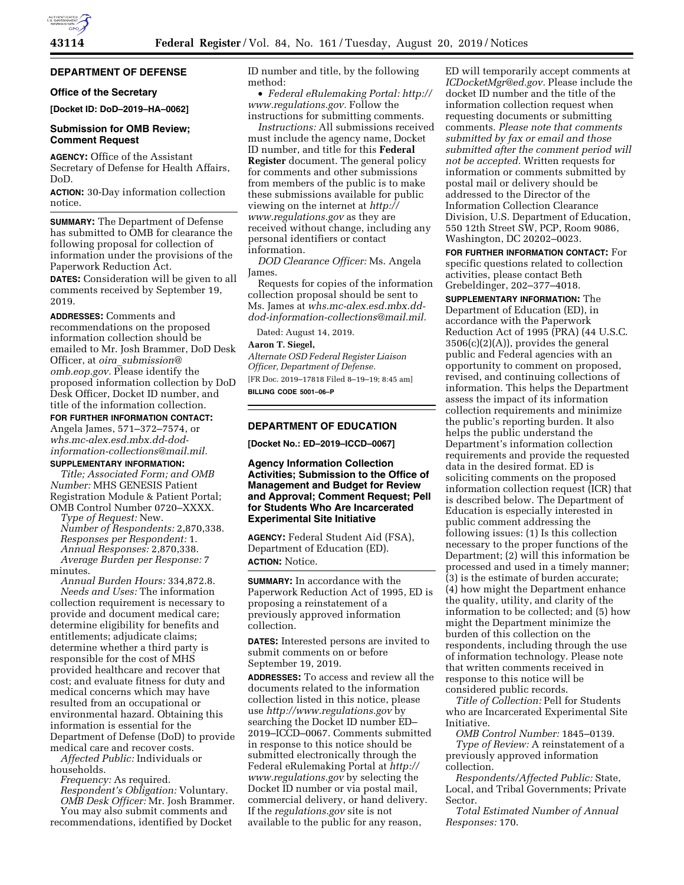## DEPARTMENT OF DEFENSE

### Office of the Secretary

**[Docket ID: DoD–2019–HA–0062]**

### Submission for OMB Review; Comment Request

**AGENCY:** Office of the Assistant Secretary of Defense for Health Affairs, DoD.

**ACTION:** 30-Day information collection notice.

**SUMMARY:** The Department of Defense has submitted to OMB for clearance the following proposal for collection of information under the provisions of the Paperwork Reduction Act.

**DATES:** Consideration will be given to all comments received by September 19, 2019.

**ADDRESSES:** Comments and recommendations on the proposed information collection should be emailed to Mr. Josh Brammer, DoD Desk Officer, at *oira_submission@omb.eop.gov.* Please identify the proposed information collection by DoD Desk Officer, Docket ID number, and title of the information collection.

**FOR FURTHER INFORMATION CONTACT:** Angela James, 571–372–7574, or *whs.mc-alex.esd.mbx.dd-dod-information-collections@mail.mil.*

**SUPPLEMENTARY INFORMATION:**

*Title; Associated Form; and OMB Number:* MHS GENESIS Patient Registration Module & Patient Portal; OMB Control Number 0720–XXXX.

*Type of Request:* New.

*Number of Respondents:* 2,870,338.

*Responses per Respondent:* 1.

*Annual Responses:* 2,870,338.

*Average Burden per Response:* 7 minutes.

*Annual Burden Hours:* 334,872.8.

*Needs and Uses:* The information collection requirement is necessary to provide and document medical care; determine eligibility for benefits and entitlements; adjudicate claims; determine whether a third party is responsible for the cost of MHS provided healthcare and recover that cost; and evaluate fitness for duty and medical concerns which may have resulted from an occupational or environmental hazard. Obtaining this information is essential for the Department of Defense (DoD) to provide medical care and recover costs.

*Affected Public:* Individuals or households.

*Frequency:* As required.

*Respondent's Obligation:* Voluntary.

*OMB Desk Officer:* Mr. Josh Brammer.

You may also submit comments and recommendations, identified by Docket ID number and title, by the following method:

- *Federal eRulemaking Portal: http://www.regulations.gov.* Follow the instructions for submitting comments.

*Instructions:* All submissions received must include the agency name, Docket ID number, and title for this **Federal Register** document. The general policy for comments and other submissions from members of the public is to make these submissions available for public viewing on the internet at *http://www.regulations.gov* as they are received without change, including any personal identifiers or contact information.

*DOD Clearance Officer:* Ms. Angela James.

Requests for copies of the information collection proposal should be sent to Ms. James at *whs.mc-alex.esd.mbx.dd-dod-information-collections@mail.mil.*

Dated: August 14, 2019.

**Aaron T. Siegel,**

*Alternate OSD Federal Register Liaison Officer, Department of Defense.*

[FR Doc. 2019–17818 Filed 8–19–19; 8:45 am]

**BILLING CODE 5001–06–P**

## DEPARTMENT OF EDUCATION

**[Docket No.: ED–2019–ICCD–0067]**

### Agency Information Collection Activities; Submission to the Office of Management and Budget for Review and Approval; Comment Request; Pell for Students Who Are Incarcerated Experimental Site Initiative

**AGENCY:** Federal Student Aid (FSA), Department of Education (ED).

**ACTION:** Notice.

**SUMMARY:** In accordance with the Paperwork Reduction Act of 1995, ED is proposing a reinstatement of a previously approved information collection.

**DATES:** Interested persons are invited to submit comments on or before September 19, 2019.

**ADDRESSES:** To access and review all the documents related to the information collection listed in this notice, please use *http://www.regulations.gov* by searching the Docket ID number ED–2019–ICCD–0067. Comments submitted in response to this notice should be submitted electronically through the Federal eRulemaking Portal at *http://www.regulations.gov* by selecting the Docket ID number or via postal mail, commercial delivery, or hand delivery. If the *regulations.gov* site is not available to the public for any reason, ED will temporarily accept comments at *ICDocketMgr@ed.gov.* Please include the docket ID number and the title of the information collection request when requesting documents or submitting comments. *Please note that comments submitted by fax or email and those submitted after the comment period will not be accepted.* Written requests for information or comments submitted by postal mail or delivery should be addressed to the Director of the Information Collection Clearance Division, U.S. Department of Education, 550 12th Street SW, PCP, Room 9086, Washington, DC 20202–0023.

**FOR FURTHER INFORMATION CONTACT:** For specific questions related to collection activities, please contact Beth Grebeldinger, 202–377–4018.

**SUPPLEMENTARY INFORMATION:** The Department of Education (ED), in accordance with the Paperwork Reduction Act of 1995 (PRA) (44 U.S.C. 3506(c)(2)(A)), provides the general public and Federal agencies with an opportunity to comment on proposed, revised, and continuing collections of information. This helps the Department assess the impact of its information collection requirements and minimize the public's reporting burden. It also helps the public understand the Department's information collection requirements and provide the requested data in the desired format. ED is soliciting comments on the proposed information collection request (ICR) that is described below. The Department of Education is especially interested in public comment addressing the following issues: (1) Is this collection necessary to the proper functions of the Department; (2) will this information be processed and used in a timely manner; (3) is the estimate of burden accurate; (4) how might the Department enhance the quality, utility, and clarity of the information to be collected; and (5) how might the Department minimize the burden of this collection on the respondents, including through the use of information technology. Please note that written comments received in response to this notice will be considered public records.

*Title of Collection:* Pell for Students who are Incarcerated Experimental Site Initiative.

*OMB Control Number:* 1845–0139.

*Type of Review:* A reinstatement of a previously approved information collection.

*Respondents/Affected Public:* State, Local, and Tribal Governments; Private Sector.

*Total Estimated Number of Annual Responses:* 170.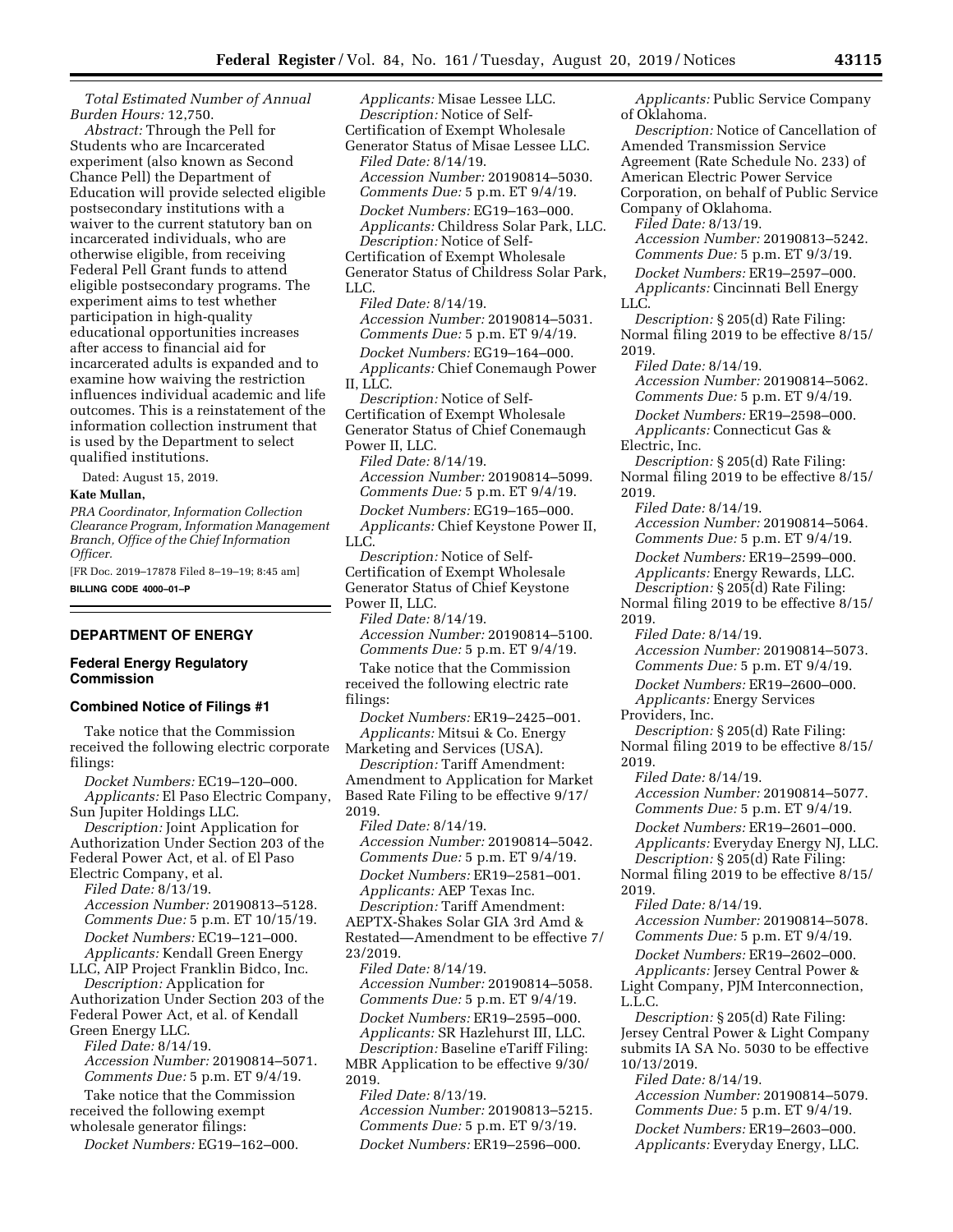*Total Estimated Number of Annual Burden Hours:* 12,750.

*Abstract:* Through the Pell for Students who are Incarcerated experiment (also known as Second Chance Pell) the Department of Education will provide selected eligible postsecondary institutions with a waiver to the current statutory ban on incarcerated individuals, who are otherwise eligible, from receiving Federal Pell Grant funds to attend eligible postsecondary programs. The experiment aims to test whether participation in high-quality educational opportunities increases after access to financial aid for incarcerated adults is expanded and to examine how waiving the restriction influences individual academic and life outcomes. This is a reinstatement of the information collection instrument that is used by the Department to select qualified institutions.

Dated: August 15, 2019.

**Kate Mullan,**

*PRA Coordinator, Information Collection Clearance Program, Information Management Branch, Office of the Chief Information Officer.*

[FR Doc. 2019–17878 Filed 8–19–19; 8:45 am]

**BILLING CODE 4000–01–P**

## DEPARTMENT OF ENERGY

### Federal Energy Regulatory Commission

### Combined Notice of Filings #1

Take notice that the Commission received the following electric corporate filings:

*Docket Numbers:* EC19–120–000.
*Applicants:* El Paso Electric Company, Sun Jupiter Holdings LLC.
*Description:* Joint Application for Authorization Under Section 203 of the Federal Power Act, et al. of El Paso Electric Company, et al.
*Filed Date:* 8/13/19.
*Accession Number:* 20190813–5128.
*Comments Due:* 5 p.m. ET 10/15/19.

*Docket Numbers:* EC19–121–000.
*Applicants:* Kendall Green Energy LLC, AIP Project Franklin Bidco, Inc.
*Description:* Application for Authorization Under Section 203 of the Federal Power Act, et al. of Kendall Green Energy LLC.
*Filed Date:* 8/14/19.
*Accession Number:* 20190814–5071.
*Comments Due:* 5 p.m. ET 9/4/19.

Take notice that the Commission received the following exempt wholesale generator filings:

*Docket Numbers:* EG19–162–000.
*Applicants:* Misae Lessee LLC.
*Description:* Notice of Self-Certification of Exempt Wholesale Generator Status of Misae Lessee LLC.
*Filed Date:* 8/14/19.
*Accession Number:* 20190814–5030.
*Comments Due:* 5 p.m. ET 9/4/19.

*Docket Numbers:* EG19–163–000.
*Applicants:* Childress Solar Park, LLC.
*Description:* Notice of Self-Certification of Exempt Wholesale Generator Status of Childress Solar Park, LLC.
*Filed Date:* 8/14/19.
*Accession Number:* 20190814–5031.
*Comments Due:* 5 p.m. ET 9/4/19.

*Docket Numbers:* EG19–164–000.
*Applicants:* Chief Conemaugh Power II, LLC.
*Description:* Notice of Self-Certification of Exempt Wholesale Generator Status of Chief Conemaugh Power II, LLC.
*Filed Date:* 8/14/19.
*Accession Number:* 20190814–5099.
*Comments Due:* 5 p.m. ET 9/4/19.

*Docket Numbers:* EG19–165–000.
*Applicants:* Chief Keystone Power II, LLC.
*Description:* Notice of Self-Certification of Exempt Wholesale Generator Status of Chief Keystone Power II, LLC.
*Filed Date:* 8/14/19.
*Accession Number:* 20190814–5100.
*Comments Due:* 5 p.m. ET 9/4/19.

Take notice that the Commission received the following electric rate filings:

*Docket Numbers:* ER19–2425–001.
*Applicants:* Mitsui & Co. Energy Marketing and Services (USA).
*Description:* Tariff Amendment: Amendment to Application for Market Based Rate Filing to be effective 9/17/2019.
*Filed Date:* 8/14/19.
*Accession Number:* 20190814–5042.
*Comments Due:* 5 p.m. ET 9/4/19.

*Docket Numbers:* ER19–2581–001.
*Applicants:* AEP Texas Inc.
*Description:* Tariff Amendment: AEPTX-Shakes Solar GIA 3rd Amd & Restated—Amendment to be effective 7/23/2019.
*Filed Date:* 8/14/19.
*Accession Number:* 20190814–5058.
*Comments Due:* 5 p.m. ET 9/4/19.

*Docket Numbers:* ER19–2595–000.
*Applicants:* SR Hazlehurst III, LLC.
*Description:* Baseline eTariff Filing: MBR Application to be effective 9/30/2019.
*Filed Date:* 8/13/19.
*Accession Number:* 20190813–5215.
*Comments Due:* 5 p.m. ET 9/3/19.

*Docket Numbers:* ER19–2596–000.
*Applicants:* Public Service Company of Oklahoma.
*Description:* Notice of Cancellation of Amended Transmission Service Agreement (Rate Schedule No. 233) of American Electric Power Service Corporation, on behalf of Public Service Company of Oklahoma.
*Filed Date:* 8/13/19.
*Accession Number:* 20190813–5242.
*Comments Due:* 5 p.m. ET 9/3/19.

*Docket Numbers:* ER19–2597–000.
*Applicants:* Cincinnati Bell Energy LLC.
*Description:* § 205(d) Rate Filing: Normal filing 2019 to be effective 8/15/2019.
*Filed Date:* 8/14/19.
*Accession Number:* 20190814–5062.
*Comments Due:* 5 p.m. ET 9/4/19.

*Docket Numbers:* ER19–2598–000.
*Applicants:* Connecticut Gas & Electric, Inc.
*Description:* § 205(d) Rate Filing: Normal filing 2019 to be effective 8/15/2019.
*Filed Date:* 8/14/19.
*Accession Number:* 20190814–5064.
*Comments Due:* 5 p.m. ET 9/4/19.

*Docket Numbers:* ER19–2599–000.
*Applicants:* Energy Rewards, LLC.
*Description:* § 205(d) Rate Filing: Normal filing 2019 to be effective 8/15/2019.
*Filed Date:* 8/14/19.
*Accession Number:* 20190814–5073.
*Comments Due:* 5 p.m. ET 9/4/19.

*Docket Numbers:* ER19–2600–000.
*Applicants:* Energy Services Providers, Inc.
*Description:* § 205(d) Rate Filing: Normal filing 2019 to be effective 8/15/2019.
*Filed Date:* 8/14/19.
*Accession Number:* 20190814–5077.
*Comments Due:* 5 p.m. ET 9/4/19.

*Docket Numbers:* ER19–2601–000.
*Applicants:* Everyday Energy NJ, LLC.
*Description:* § 205(d) Rate Filing: Normal filing 2019 to be effective 8/15/2019.
*Filed Date:* 8/14/19.
*Accession Number:* 20190814–5078.
*Comments Due:* 5 p.m. ET 9/4/19.

*Docket Numbers:* ER19–2602–000.
*Applicants:* Jersey Central Power & Light Company, PJM Interconnection, L.L.C.
*Description:* § 205(d) Rate Filing: Jersey Central Power & Light Company submits IA SA No. 5030 to be effective 10/13/2019.
*Filed Date:* 8/14/19.
*Accession Number:* 20190814–5079.
*Comments Due:* 5 p.m. ET 9/4/19.

*Docket Numbers:* ER19–2603–000.
*Applicants:* Everyday Energy, LLC.